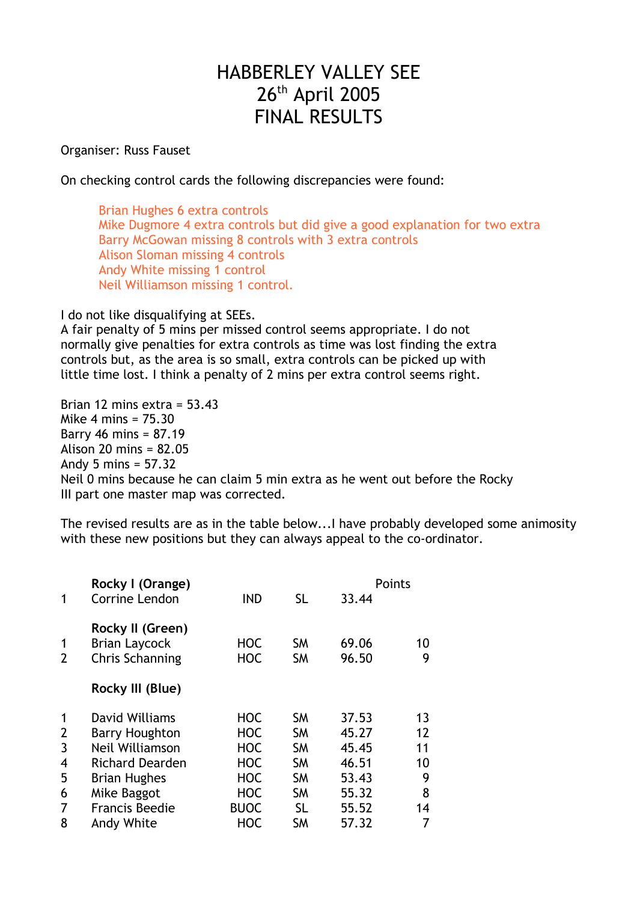# HABBERLEY VALLEY SEE
# 26th April 2005
# FINAL RESULTS

Organiser: Russ Fauset

On checking control cards the following discrepancies were found:

> Brian Hughes 6 extra controls
> Mike Dugmore 4 extra controls but did give a good explanation for two extra
> Barry McGowan missing 8 controls with 3 extra controls
> Alison Sloman missing 4 controls
> Andy White missing 1 control
> Neil Williamson missing 1 control.

I do not like disqualifying at SEEs.
A fair penalty of 5 mins per missed control seems appropriate. I do not normally give penalties for extra controls as time was lost finding the extra controls but, as the area is so small, extra controls can be picked up with little time lost. I think a penalty of 2 mins per extra control seems right.

Brian 12 mins extra = 53.43
Mike 4 mins = 75.30
Barry 46 mins = 87.19
Alison 20 mins = 82.05
Andy 5 mins = 57.32
Neil 0 mins because he can claim 5 min extra as he went out before the Rocky III part one master map was corrected.

The revised results are as in the table below...I have probably developed some animosity with these new positions but they can always appeal to the co-ordinator.

| | | | | | Points |
|---|---|---|---|---|---|
| | **Rocky I (Orange)** | | | | |
| 1 | Corrine Lendon | IND | SL | 33.44 | |
| | **Rocky II (Green)** | | | | |
| 1 | Brian Laycock | HOC | SM | 69.06 | 10 |
| 2 | Chris Schanning | HOC | SM | 96.50 | 9 |
| | **Rocky III (Blue)** | | | | |
| 1 | David Williams | HOC | SM | 37.53 | 13 |
| 2 | Barry Houghton | HOC | SM | 45.27 | 12 |
| 3 | Neil Williamson | HOC | SM | 45.45 | 11 |
| 4 | Richard Dearden | HOC | SM | 46.51 | 10 |
| 5 | Brian Hughes | HOC | SM | 53.43 | 9 |
| 6 | Mike Baggot | HOC | SM | 55.32 | 8 |
| 7 | Francis Beedie | BUOC | SL | 55.52 | 14 |
| 8 | Andy White | HOC | SM | 57.32 | 7 |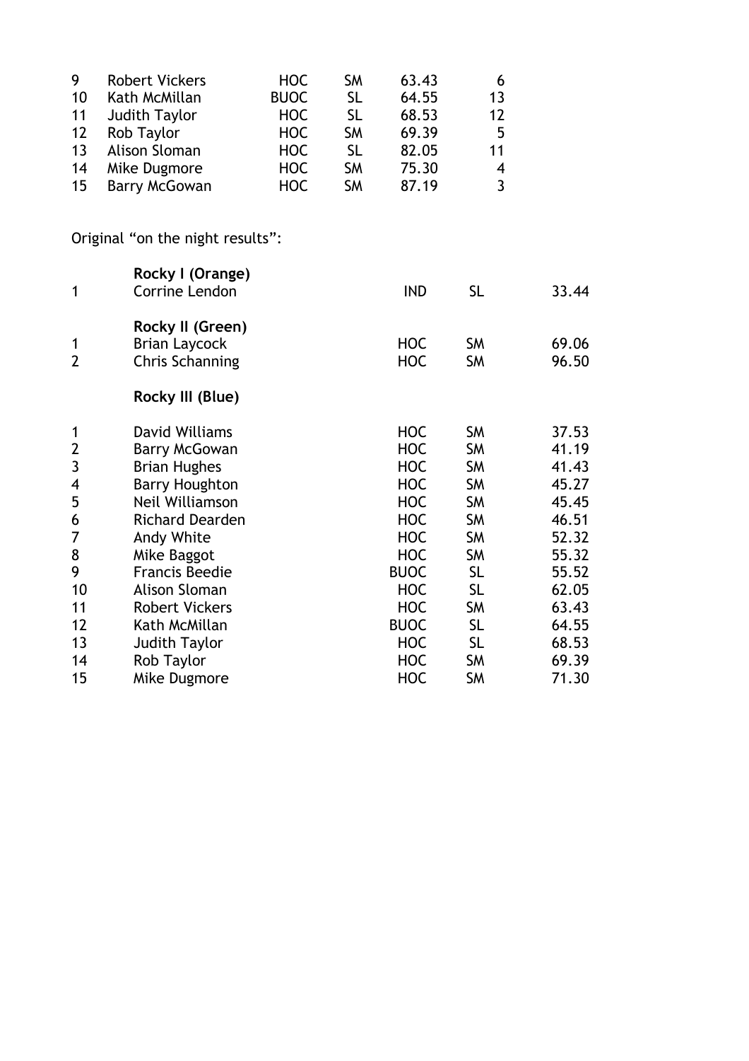| | | | | | |
|---|---|---|---|---|---|
| 9 | Robert Vickers | HOC | SM | 63.43 | 6 |
| 10 | Kath McMillan | BUOC | SL | 64.55 | 13 |
| 11 | Judith Taylor | HOC | SL | 68.53 | 12 |
| 12 | Rob Taylor | HOC | SM | 69.39 | 5 |
| 13 | Alison Sloman | HOC | SL | 82.05 | 11 |
| 14 | Mike Dugmore | HOC | SM | 75.30 | 4 |
| 15 | Barry McGowan | HOC | SM | 87.19 | 3 |

Original “on the night results”:

**Rocky I (Orange)**

| | | | | |
|---|---|---|---|---|
| 1 | Corrine Lendon | IND | SL | 33.44 |

**Rocky II (Green)**

| | | | | |
|---|---|---|---|---|
| 1 | Brian Laycock | HOC | SM | 69.06 |
| 2 | Chris Schanning | HOC | SM | 96.50 |

**Rocky III (Blue)**

| | | | | |
|---|---|---|---|---|
| 1 | David Williams | HOC | SM | 37.53 |
| 2 | Barry McGowan | HOC | SM | 41.19 |
| 3 | Brian Hughes | HOC | SM | 41.43 |
| 4 | Barry Houghton | HOC | SM | 45.27 |
| 5 | Neil Williamson | HOC | SM | 45.45 |
| 6 | Richard Dearden | HOC | SM | 46.51 |
| 7 | Andy White | HOC | SM | 52.32 |
| 8 | Mike Baggot | HOC | SM | 55.32 |
| 9 | Francis Beedie | BUOC | SL | 55.52 |
| 10 | Alison Sloman | HOC | SL | 62.05 |
| 11 | Robert Vickers | HOC | SM | 63.43 |
| 12 | Kath McMillan | BUOC | SL | 64.55 |
| 13 | Judith Taylor | HOC | SL | 68.53 |
| 14 | Rob Taylor | HOC | SM | 69.39 |
| 15 | Mike Dugmore | HOC | SM | 71.30 |